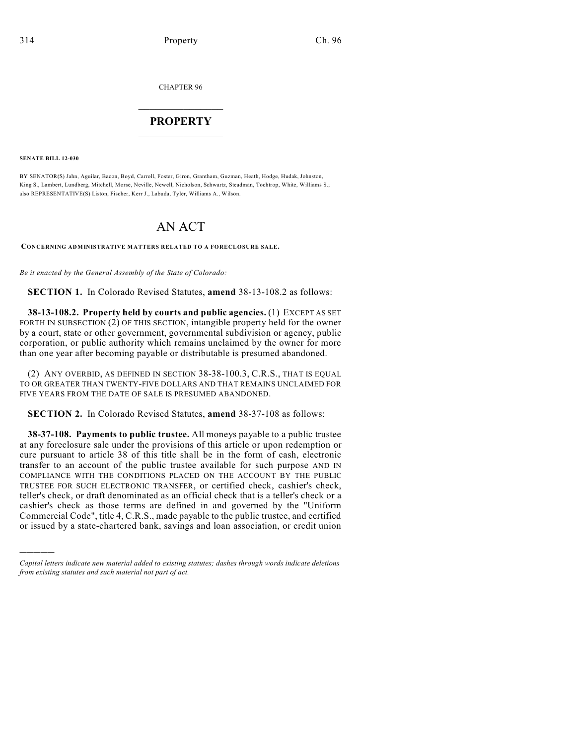CHAPTER 96

# PROPERTY

**SENATE BILL 12-030**

BY SENATOR(S) Jahn, Aguilar, Bacon, Boyd, Carroll, Foster, Giron, Grantham, Guzman, Heath, Hodge, Hudak, Johnston, King S., Lambert, Lundberg, Mitchell, Morse, Neville, Newell, Nicholson, Schwartz, Steadman, Tochtrop, White, Williams S.; also REPRESENTATIVE(S) Liston, Fischer, Kerr J., Labuda, Tyler, Williams A., Wilson.

# AN ACT

**CONCERNING ADMINISTRATIVE MATTERS RELATED TO A FORECLOSURE SALE.**

*Be it enacted by the General Assembly of the State of Colorado:*

**SECTION 1.** In Colorado Revised Statutes, **amend** 38-13-108.2 as follows:

**38-13-108.2. Property held by courts and public agencies.** (1) EXCEPT AS SET FORTH IN SUBSECTION (2) OF THIS SECTION, intangible property held for the owner by a court, state or other government, governmental subdivision or agency, public corporation, or public authority which remains unclaimed by the owner for more than one year after becoming payable or distributable is presumed abandoned.

(2) ANY OVERBID, AS DEFINED IN SECTION 38-38-100.3, C.R.S., THAT IS EQUAL TO OR GREATER THAN TWENTY-FIVE DOLLARS AND THAT REMAINS UNCLAIMED FOR FIVE YEARS FROM THE DATE OF SALE IS PRESUMED ABANDONED.

**SECTION 2.** In Colorado Revised Statutes, **amend** 38-37-108 as follows:

**38-37-108. Payments to public trustee.** All moneys payable to a public trustee at any foreclosure sale under the provisions of this article or upon redemption or cure pursuant to article 38 of this title shall be in the form of cash, electronic transfer to an account of the public trustee available for such purpose AND IN COMPLIANCE WITH THE CONDITIONS PLACED ON THE ACCOUNT BY THE PUBLIC TRUSTEE FOR SUCH ELECTRONIC TRANSFER, or certified check, cashier's check, teller's check, or draft denominated as an official check that is a teller's check or a cashier's check as those terms are defined in and governed by the "Uniform Commercial Code", title 4, C.R.S., made payable to the public trustee, and certified or issued by a state-chartered bank, savings and loan association, or credit union

---

*Capital letters indicate new material added to existing statutes; dashes through words indicate deletions from existing statutes and such material not part of act.*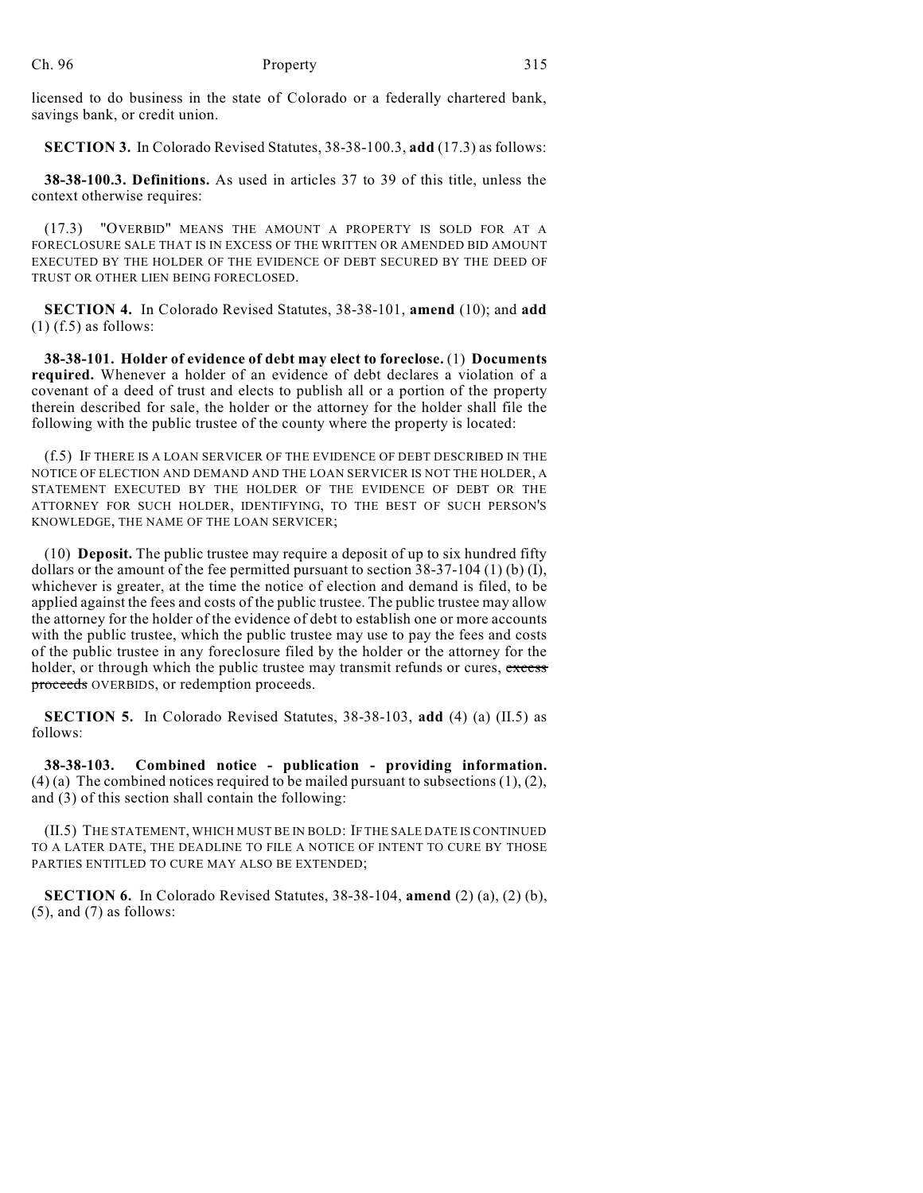licensed to do business in the state of Colorado or a federally chartered bank, savings bank, or credit union.

**SECTION 3.** In Colorado Revised Statutes, 38-38-100.3, **add** (17.3) as follows:

**38-38-100.3. Definitions.** As used in articles 37 to 39 of this title, unless the context otherwise requires:

(17.3) "OVERBID" MEANS THE AMOUNT A PROPERTY IS SOLD FOR AT A FORECLOSURE SALE THAT IS IN EXCESS OF THE WRITTEN OR AMENDED BID AMOUNT EXECUTED BY THE HOLDER OF THE EVIDENCE OF DEBT SECURED BY THE DEED OF TRUST OR OTHER LIEN BEING FORECLOSED.

**SECTION 4.** In Colorado Revised Statutes, 38-38-101, **amend** (10); and **add** (1) (f.5) as follows:

**38-38-101. Holder of evidence of debt may elect to foreclose.** (1) **Documents required.** Whenever a holder of an evidence of debt declares a violation of a covenant of a deed of trust and elects to publish all or a portion of the property therein described for sale, the holder or the attorney for the holder shall file the following with the public trustee of the county where the property is located:

(f.5) IF THERE IS A LOAN SERVICER OF THE EVIDENCE OF DEBT DESCRIBED IN THE NOTICE OF ELECTION AND DEMAND AND THE LOAN SERVICER IS NOT THE HOLDER, A STATEMENT EXECUTED BY THE HOLDER OF THE EVIDENCE OF DEBT OR THE ATTORNEY FOR SUCH HOLDER, IDENTIFYING, TO THE BEST OF SUCH PERSON'S KNOWLEDGE, THE NAME OF THE LOAN SERVICER;

(10) **Deposit.** The public trustee may require a deposit of up to six hundred fifty dollars or the amount of the fee permitted pursuant to section 38-37-104 (1) (b) (I), whichever is greater, at the time the notice of election and demand is filed, to be applied against the fees and costs of the public trustee. The public trustee may allow the attorney for the holder of the evidence of debt to establish one or more accounts with the public trustee, which the public trustee may use to pay the fees and costs of the public trustee in any foreclosure filed by the holder or the attorney for the holder, or through which the public trustee may transmit refunds or cures, ~~excess proceeds~~ OVERBIDS, or redemption proceeds.

**SECTION 5.** In Colorado Revised Statutes, 38-38-103, **add** (4) (a) (II.5) as follows:

**38-38-103. Combined notice - publication - providing information.** (4) (a) The combined notices required to be mailed pursuant to subsections (1), (2), and (3) of this section shall contain the following:

(II.5) THE STATEMENT, WHICH MUST BE IN BOLD: IF THE SALE DATE IS CONTINUED TO A LATER DATE, THE DEADLINE TO FILE A NOTICE OF INTENT TO CURE BY THOSE PARTIES ENTITLED TO CURE MAY ALSO BE EXTENDED;

**SECTION 6.** In Colorado Revised Statutes, 38-38-104, **amend** (2) (a), (2) (b), (5), and (7) as follows: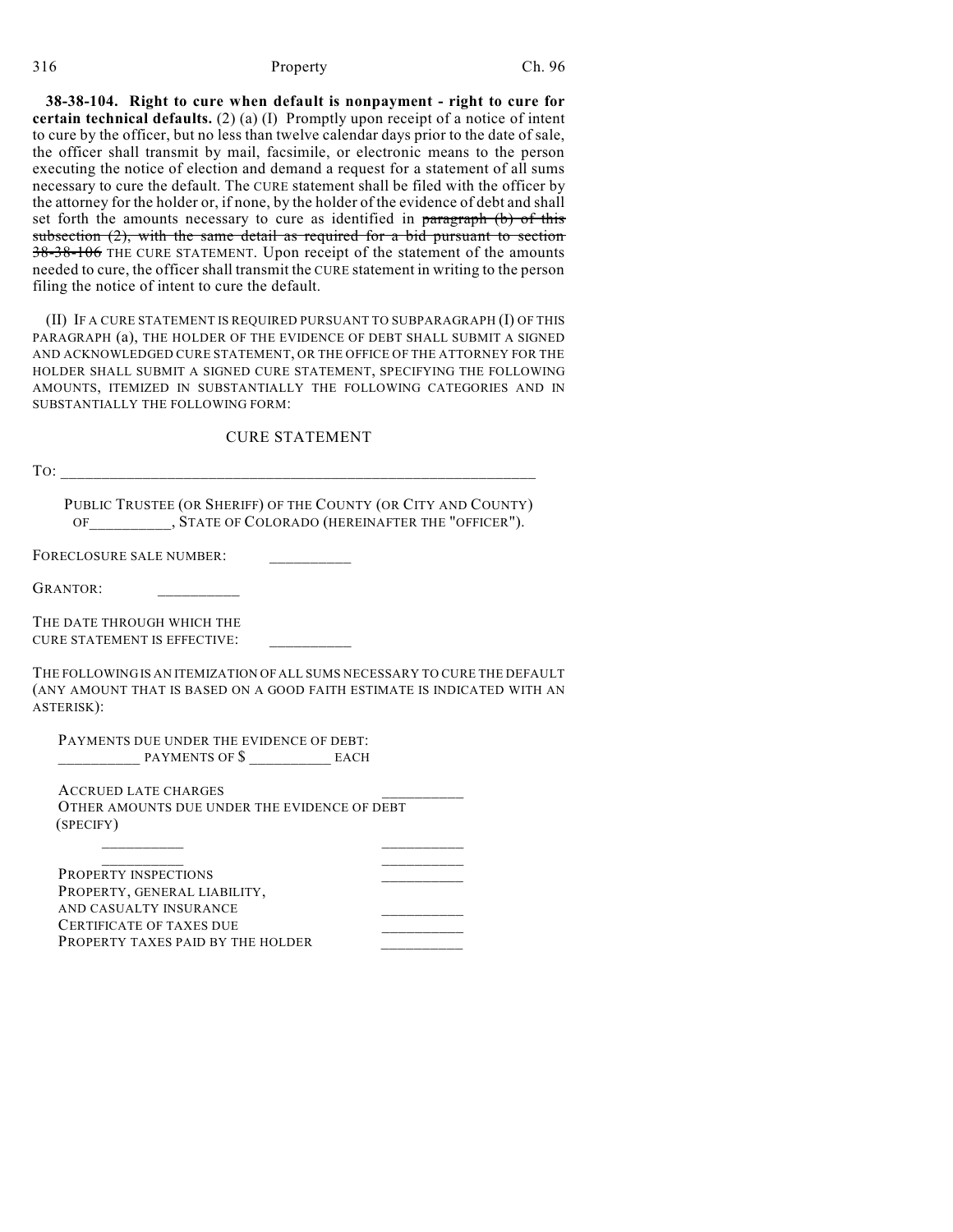**38-38-104. Right to cure when default is nonpayment - right to cure for certain technical defaults.** (2) (a) (I) Promptly upon receipt of a notice of intent to cure by the officer, but no less than twelve calendar days prior to the date of sale, the officer shall transmit by mail, facsimile, or electronic means to the person executing the notice of election and demand a request for a statement of all sums necessary to cure the default. The CURE statement shall be filed with the officer by the attorney for the holder or, if none, by the holder of the evidence of debt and shall set forth the amounts necessary to cure as identified in ~~paragraph (b) of this subsection (2), with the same detail as required for a bid pursuant to section 38-38-106~~ THE CURE STATEMENT. Upon receipt of the statement of the amounts needed to cure, the officer shall transmit the CURE statement in writing to the person filing the notice of intent to cure the default.

(II) IF A CURE STATEMENT IS REQUIRED PURSUANT TO SUBPARAGRAPH (I) OF THIS PARAGRAPH (a), THE HOLDER OF THE EVIDENCE OF DEBT SHALL SUBMIT A SIGNED AND ACKNOWLEDGED CURE STATEMENT, OR THE OFFICE OF THE ATTORNEY FOR THE HOLDER SHALL SUBMIT A SIGNED CURE STATEMENT, SPECIFYING THE FOLLOWING AMOUNTS, ITEMIZED IN SUBSTANTIALLY THE FOLLOWING CATEGORIES AND IN SUBSTANTIALLY THE FOLLOWING FORM:

CURE STATEMENT

TO: ____________________________________________________________

PUBLIC TRUSTEE (OR SHERIFF) OF THE COUNTY (OR CITY AND COUNTY) OF__________, STATE OF COLORADO (HEREINAFTER THE "OFFICER").

FORECLOSURE SALE NUMBER: __________

GRANTOR: __________

THE DATE THROUGH WHICH THE CURE STATEMENT IS EFFECTIVE: __________

THE FOLLOWING IS AN ITEMIZATION OF ALL SUMS NECESSARY TO CURE THE DEFAULT (ANY AMOUNT THAT IS BASED ON A GOOD FAITH ESTIMATE IS INDICATED WITH AN ASTERISK):

PAYMENTS DUE UNDER THE EVIDENCE OF DEBT:
__________ PAYMENTS OF $ __________ EACH

ACCRUED LATE CHARGES __________

OTHER AMOUNTS DUE UNDER THE EVIDENCE OF DEBT (SPECIFY)

__________ __________

__________ __________

PROPERTY INSPECTIONS __________

PROPERTY, GENERAL LIABILITY, AND CASUALTY INSURANCE __________

CERTIFICATE OF TAXES DUE __________

PROPERTY TAXES PAID BY THE HOLDER __________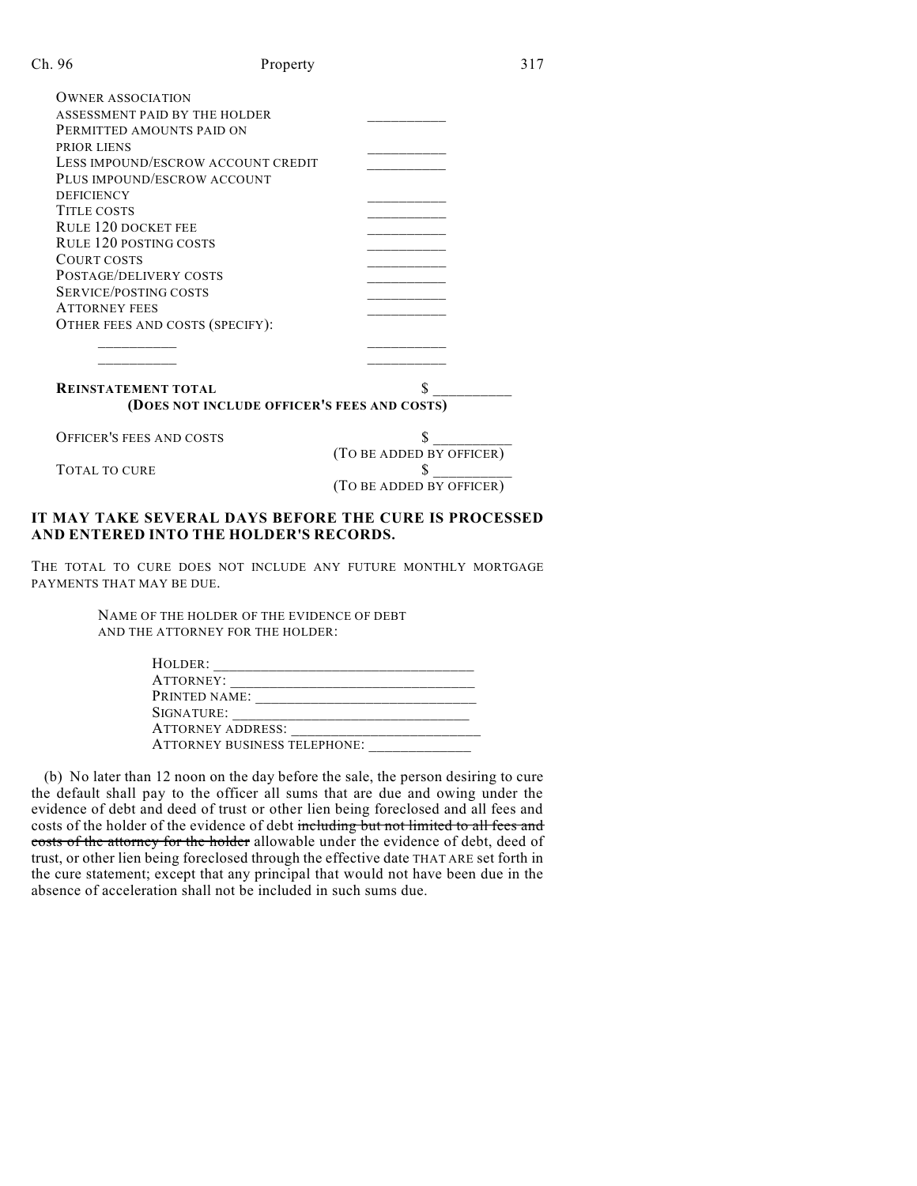| | |
|---|---|
| OWNER ASSOCIATION ASSESSMENT PAID BY THE HOLDER | __________ |
| PERMITTED AMOUNTS PAID ON PRIOR LIENS | __________ |
| LESS IMPOUND/ESCROW ACCOUNT CREDIT | __________ |
| PLUS IMPOUND/ESCROW ACCOUNT DEFICIENCY | __________ |
| TITLE COSTS | __________ |
| RULE 120 DOCKET FEE | __________ |
| RULE 120 POSTING COSTS | __________ |
| COURT COSTS | __________ |
| POSTAGE/DELIVERY COSTS | __________ |
| SERVICE/POSTING COSTS | __________ |
| ATTORNEY FEES | __________ |
| OTHER FEES AND COSTS (SPECIFY): | |
| __________ | __________ |
| __________ | __________ |

**REINSTATEMENT TOTAL** $ __________

**(DOES NOT INCLUDE OFFICER'S FEES AND COSTS)**

OFFICER'S FEES AND COSTS $ __________ (TO BE ADDED BY OFFICER)

TOTAL TO CURE $ __________ (TO BE ADDED BY OFFICER)

**IT MAY TAKE SEVERAL DAYS BEFORE THE CURE IS PROCESSED AND ENTERED INTO THE HOLDER'S RECORDS.**

THE TOTAL TO CURE DOES NOT INCLUDE ANY FUTURE MONTHLY MORTGAGE PAYMENTS THAT MAY BE DUE.

NAME OF THE HOLDER OF THE EVIDENCE OF DEBT AND THE ATTORNEY FOR THE HOLDER:

HOLDER: ________________________________
ATTORNEY: ________________________________
PRINTED NAME: ____________________________
SIGNATURE: _______________________________
ATTORNEY ADDRESS: _________________________
ATTORNEY BUSINESS TELEPHONE: _____________

(b) No later than 12 noon on the day before the sale, the person desiring to cure the default shall pay to the officer all sums that are due and owing under the evidence of debt and deed of trust or other lien being foreclosed and all fees and costs of the holder of the evidence of debt ~~including but not limited to all fees and costs of the attorney for the holder~~ allowable under the evidence of debt, deed of trust, or other lien being foreclosed through the effective date THAT ARE set forth in the cure statement; except that any principal that would not have been due in the absence of acceleration shall not be included in such sums due.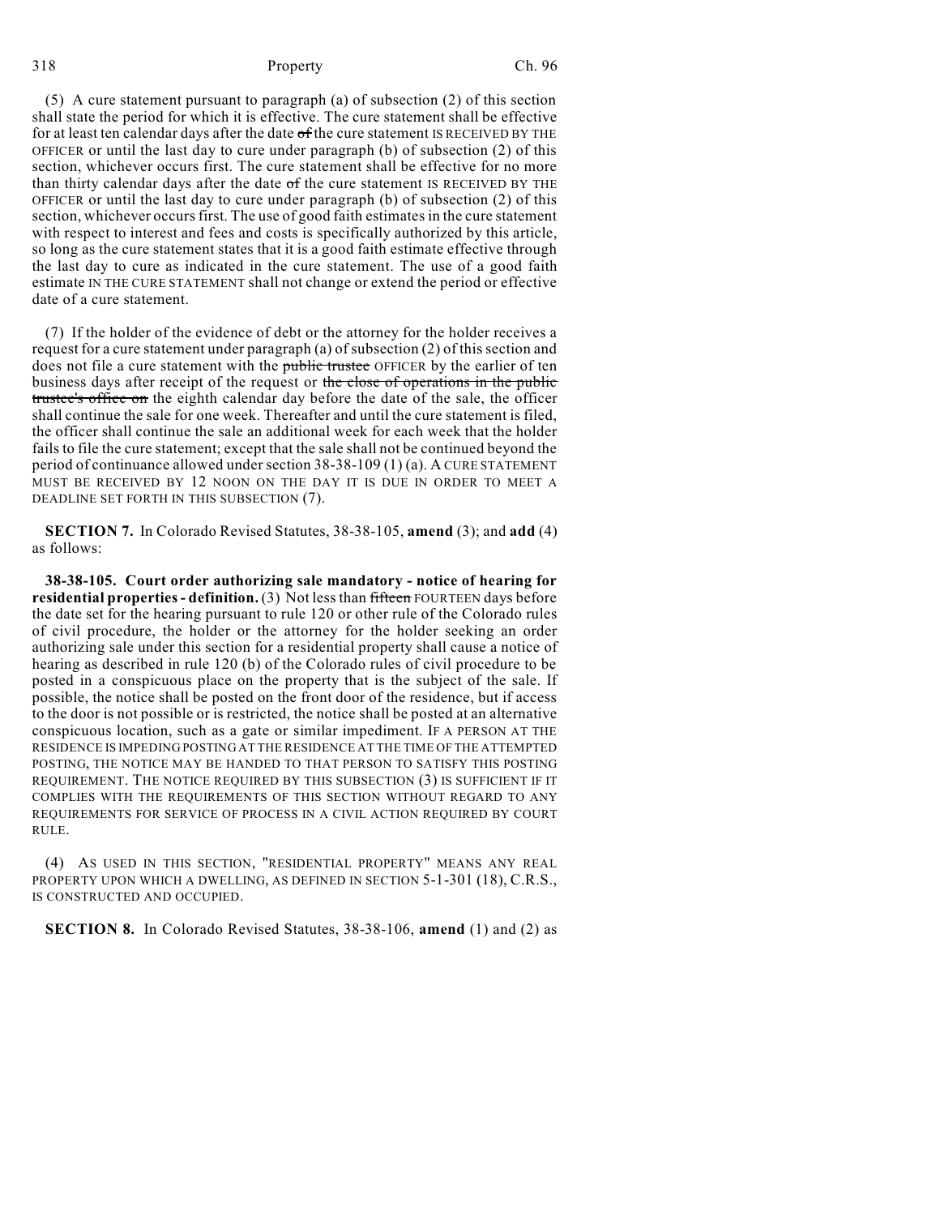(5) A cure statement pursuant to paragraph (a) of subsection (2) of this section shall state the period for which it is effective. The cure statement shall be effective for at least ten calendar days after the date ~~of~~ the cure statement IS RECEIVED BY THE OFFICER or until the last day to cure under paragraph (b) of subsection (2) of this section, whichever occurs first. The cure statement shall be effective for no more than thirty calendar days after the date ~~of~~ the cure statement IS RECEIVED BY THE OFFICER or until the last day to cure under paragraph (b) of subsection (2) of this section, whichever occurs first. The use of good faith estimates in the cure statement with respect to interest and fees and costs is specifically authorized by this article, so long as the cure statement states that it is a good faith estimate effective through the last day to cure as indicated in the cure statement. The use of a good faith estimate IN THE CURE STATEMENT shall not change or extend the period or effective date of a cure statement.

(7) If the holder of the evidence of debt or the attorney for the holder receives a request for a cure statement under paragraph (a) of subsection (2) of this section and does not file a cure statement with the ~~public trustee~~ OFFICER by the earlier of ten business days after receipt of the request or ~~the close of operations in the public trustee's office on~~ the eighth calendar day before the date of the sale, the officer shall continue the sale for one week. Thereafter and until the cure statement is filed, the officer shall continue the sale an additional week for each week that the holder fails to file the cure statement; except that the sale shall not be continued beyond the period of continuance allowed under section 38-38-109 (1) (a). A CURE STATEMENT MUST BE RECEIVED BY 12 NOON ON THE DAY IT IS DUE IN ORDER TO MEET A DEADLINE SET FORTH IN THIS SUBSECTION (7).

**SECTION 7.** In Colorado Revised Statutes, 38-38-105, **amend** (3); and **add** (4) as follows:

**38-38-105. Court order authorizing sale mandatory - notice of hearing for residential properties - definition.** (3) Not less than ~~fifteen~~ FOURTEEN days before the date set for the hearing pursuant to rule 120 or other rule of the Colorado rules of civil procedure, the holder or the attorney for the holder seeking an order authorizing sale under this section for a residential property shall cause a notice of hearing as described in rule 120 (b) of the Colorado rules of civil procedure to be posted in a conspicuous place on the property that is the subject of the sale. If possible, the notice shall be posted on the front door of the residence, but if access to the door is not possible or is restricted, the notice shall be posted at an alternative conspicuous location, such as a gate or similar impediment. IF A PERSON AT THE RESIDENCE IS IMPEDING POSTING AT THE RESIDENCE AT THE TIME OF THE ATTEMPTED POSTING, THE NOTICE MAY BE HANDED TO THAT PERSON TO SATISFY THIS POSTING REQUIREMENT. THE NOTICE REQUIRED BY THIS SUBSECTION (3) IS SUFFICIENT IF IT COMPLIES WITH THE REQUIREMENTS OF THIS SECTION WITHOUT REGARD TO ANY REQUIREMENTS FOR SERVICE OF PROCESS IN A CIVIL ACTION REQUIRED BY COURT RULE.

(4) AS USED IN THIS SECTION, "RESIDENTIAL PROPERTY" MEANS ANY REAL PROPERTY UPON WHICH A DWELLING, AS DEFINED IN SECTION 5-1-301 (18), C.R.S., IS CONSTRUCTED AND OCCUPIED.

**SECTION 8.** In Colorado Revised Statutes, 38-38-106, **amend** (1) and (2) as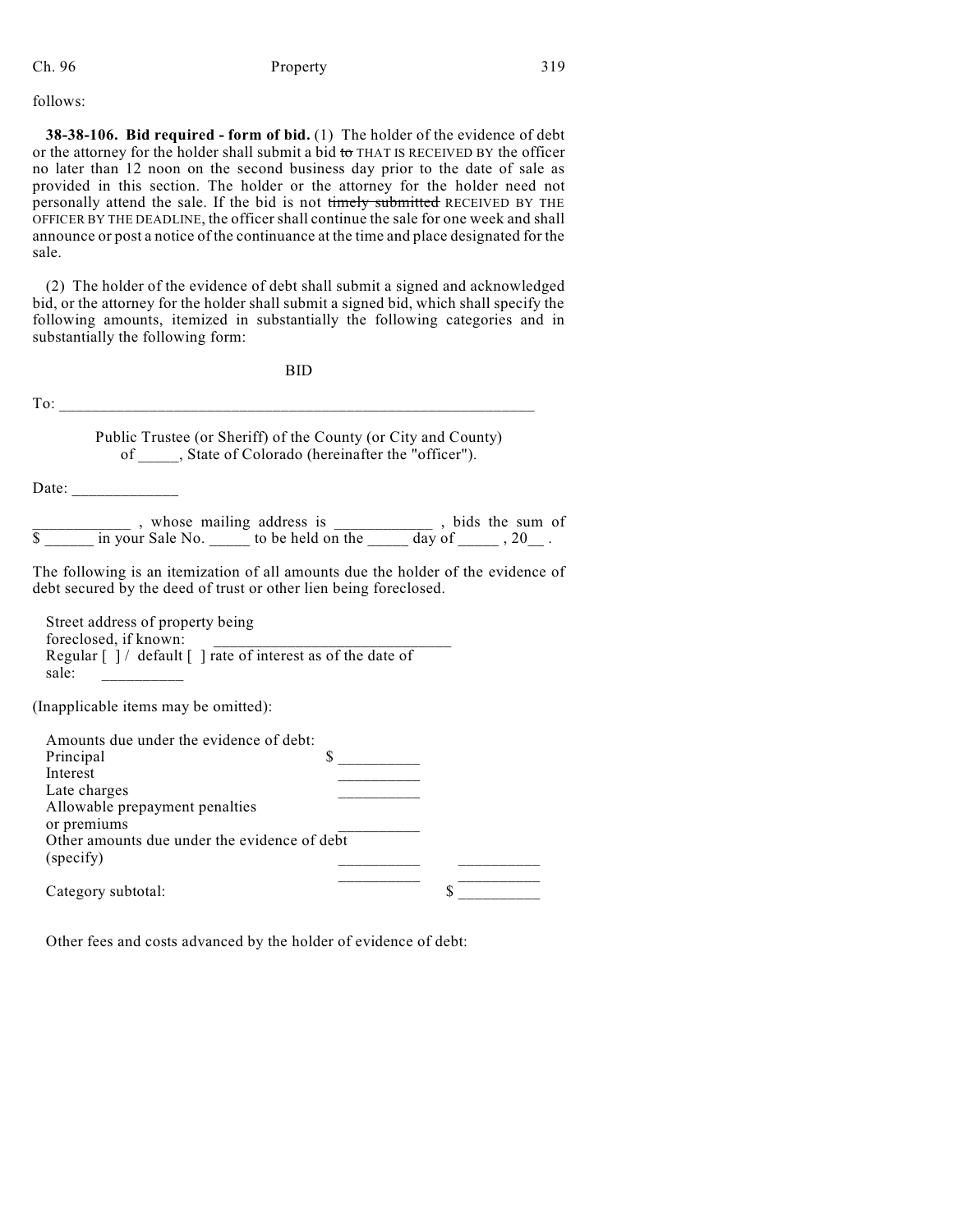follows:

**38-38-106. Bid required - form of bid.** (1) The holder of the evidence of debt or the attorney for the holder shall submit a bid ~~to~~ THAT IS RECEIVED BY the officer no later than 12 noon on the second business day prior to the date of sale as provided in this section. The holder or the attorney for the holder need not personally attend the sale. If the bid is not ~~timely submitted~~ RECEIVED BY THE OFFICER BY THE DEADLINE, the officer shall continue the sale for one week and shall announce or post a notice of the continuance at the time and place designated for the sale.

(2) The holder of the evidence of debt shall submit a signed and acknowledged bid, or the attorney for the holder shall submit a signed bid, which shall specify the following amounts, itemized in substantially the following categories and in substantially the following form:

BID

To: ____________________________________________________________

Public Trustee (or Sheriff) of the County (or City and County) of _____, State of Colorado (hereinafter the "officer").

Date: _____________

____________ , whose mailing address is ____________ , bids the sum of $ ______ in your Sale No. _____ to be held on the _____ day of _____ , 20__ .

The following is an itemization of all amounts due the holder of the evidence of debt secured by the deed of trust or other lien being foreclosed.

Street address of property being foreclosed, if known: ____________________________

Regular [ ] / default [ ] rate of interest as of the date of sale: __________

(Inapplicable items may be omitted):

| Amounts due under the evidence of debt: | | |
|---|---|---|
| Principal | $ __________ | |
| Interest | __________ | |
| Late charges | __________ | |
| Allowable prepayment penalties or premiums | __________ | |
| Other amounts due under the evidence of debt (specify) | __________ | __________ |
| | __________ | __________ |
| Category subtotal: | | $ __________ |

Other fees and costs advanced by the holder of evidence of debt: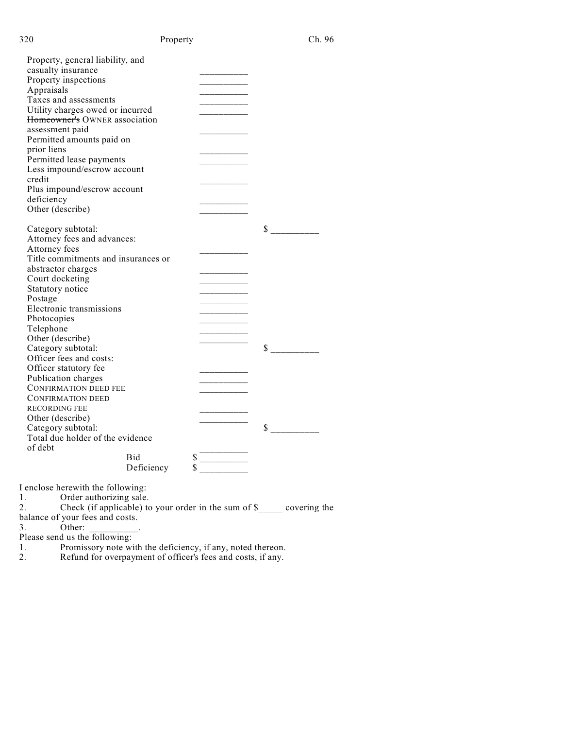Property, general liability, and casualty insurance __________
Property inspections __________
Appraisals __________
Taxes and assessments __________
Utility charges owed or incurred __________
~~Homeowner's~~ OWNER association assessment paid __________
Permitted amounts paid on prior liens __________
Permitted lease payments __________
Less impound/escrow account credit __________
Plus impound/escrow account deficiency __________
Other (describe) __________

Category subtotal: $ __________

Attorney fees and advances:
Attorney fees __________
Title commitments and insurances or abstractor charges __________
Court docketing __________
Statutory notice __________
Postage __________
Electronic transmissions __________
Photocopies __________
Telephone __________
Other (describe) __________
Category subtotal: $ __________

Officer fees and costs:
Officer statutory fee __________
Publication charges __________
CONFIRMATION DEED FEE __________
CONFIRMATION DEED RECORDING FEE __________
Other (describe) __________
Category subtotal: $ __________

Total due holder of the evidence of debt __________

Bid $ __________
Deficiency $ __________

I enclose herewith the following:

1. Order authorizing sale.
2. Check (if applicable) to your order in the sum of $_____ covering the balance of your fees and costs.
3. Other: __________.

Please send us the following:

1. Promissory note with the deficiency, if any, noted thereon.
2. Refund for overpayment of officer's fees and costs, if any.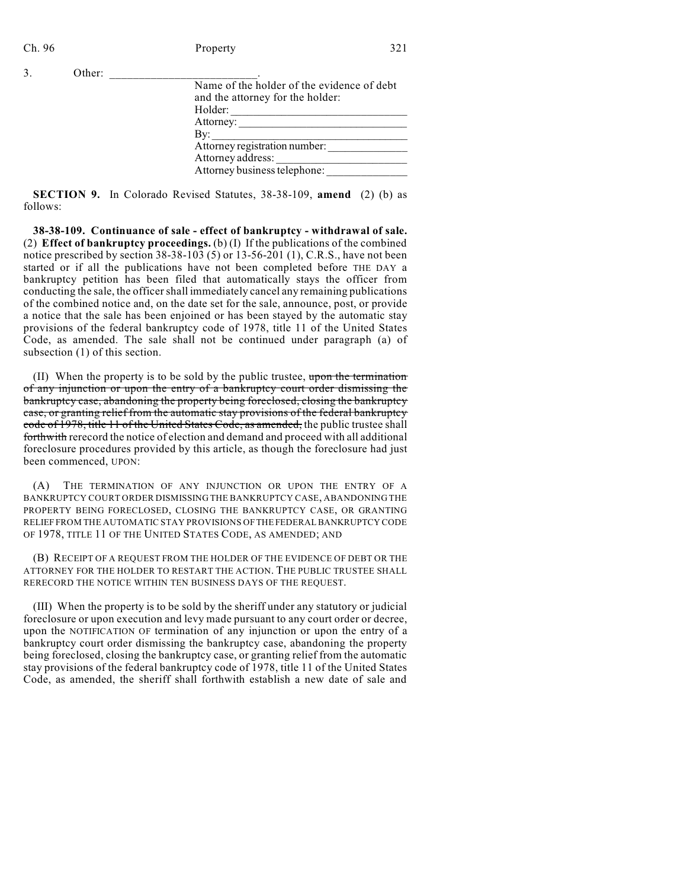3. Other: \_\_\_\_\_\_\_\_\_\_\_\_\_\_\_\_\_\_\_\_\_\_\_\_\_.

Name of the holder of the evidence of debt and the attorney for the holder:
Holder: \_\_\_\_\_\_\_\_\_\_\_\_\_\_\_\_\_\_\_\_\_\_\_\_\_\_\_\_\_\_
Attorney: \_\_\_\_\_\_\_\_\_\_\_\_\_\_\_\_\_\_\_\_\_\_\_\_\_\_\_\_
By: \_\_\_\_\_\_\_\_\_\_\_\_\_\_\_\_\_\_\_\_\_\_\_\_\_\_\_\_\_\_\_\_\_
Attorney registration number: \_\_\_\_\_\_\_\_\_\_\_\_\_\_
Attorney address: \_\_\_\_\_\_\_\_\_\_\_\_\_\_\_\_\_\_\_\_\_\_\_
Attorney business telephone: \_\_\_\_\_\_\_\_\_\_\_\_\_\_

**SECTION 9.** In Colorado Revised Statutes, 38-38-109, **amend** (2) (b) as follows:

**38-38-109. Continuance of sale - effect of bankruptcy - withdrawal of sale.** (2) **Effect of bankruptcy proceedings.** (b) (I) If the publications of the combined notice prescribed by section 38-38-103 (5) or 13-56-201 (1), C.R.S., have not been started or if all the publications have not been completed before THE DAY a bankruptcy petition has been filed that automatically stays the officer from conducting the sale, the officer shall immediately cancel any remaining publications of the combined notice and, on the date set for the sale, announce, post, or provide a notice that the sale has been enjoined or has been stayed by the automatic stay provisions of the federal bankruptcy code of 1978, title 11 of the United States Code, as amended. The sale shall not be continued under paragraph (a) of subsection (1) of this section.

(II) When the property is to be sold by the public trustee, ~~upon the termination of any injunction or upon the entry of a bankruptcy court order dismissing the bankruptcy case, abandoning the property being foreclosed, closing the bankruptcy case, or granting relief from the automatic stay provisions of the federal bankruptcy code of 1978, title 11 of the United States Code, as amended,~~ the public trustee shall ~~forthwith~~ rerecord the notice of election and demand and proceed with all additional foreclosure procedures provided by this article, as though the foreclosure had just been commenced, UPON:

(A) THE TERMINATION OF ANY INJUNCTION OR UPON THE ENTRY OF A BANKRUPTCY COURT ORDER DISMISSING THE BANKRUPTCY CASE, ABANDONING THE PROPERTY BEING FORECLOSED, CLOSING THE BANKRUPTCY CASE, OR GRANTING RELIEF FROM THE AUTOMATIC STAY PROVISIONS OF THE FEDERAL BANKRUPTCY CODE OF 1978, TITLE 11 OF THE UNITED STATES CODE, AS AMENDED; AND

(B) RECEIPT OF A REQUEST FROM THE HOLDER OF THE EVIDENCE OF DEBT OR THE ATTORNEY FOR THE HOLDER TO RESTART THE ACTION. THE PUBLIC TRUSTEE SHALL RERECORD THE NOTICE WITHIN TEN BUSINESS DAYS OF THE REQUEST.

(III) When the property is to be sold by the sheriff under any statutory or judicial foreclosure or upon execution and levy made pursuant to any court order or decree, upon the NOTIFICATION OF termination of any injunction or upon the entry of a bankruptcy court order dismissing the bankruptcy case, abandoning the property being foreclosed, closing the bankruptcy case, or granting relief from the automatic stay provisions of the federal bankruptcy code of 1978, title 11 of the United States Code, as amended, the sheriff shall forthwith establish a new date of sale and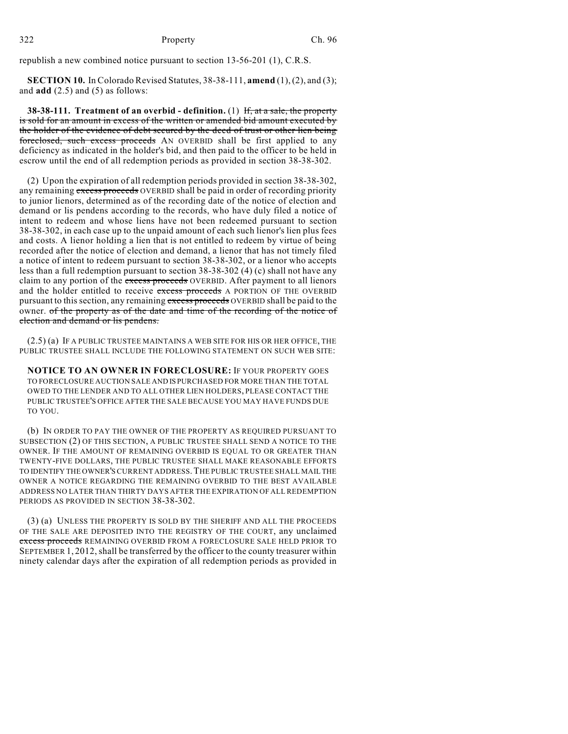republish a new combined notice pursuant to section 13-56-201 (1), C.R.S.

**SECTION 10.** In Colorado Revised Statutes, 38-38-111, **amend** (1), (2), and (3); and **add** (2.5) and (5) as follows:

**38-38-111. Treatment of an overbid - definition.** (1) ~~If, at a sale, the property is sold for an amount in excess of the written or amended bid amount executed by the holder of the evidence of debt secured by the deed of trust or other lien being foreclosed, such excess proceeds~~ AN OVERBID shall be first applied to any deficiency as indicated in the holder's bid, and then paid to the officer to be held in escrow until the end of all redemption periods as provided in section 38-38-302.

(2) Upon the expiration of all redemption periods provided in section 38-38-302, any remaining ~~excess proceeds~~ OVERBID shall be paid in order of recording priority to junior lienors, determined as of the recording date of the notice of election and demand or lis pendens according to the records, who have duly filed a notice of intent to redeem and whose liens have not been redeemed pursuant to section 38-38-302, in each case up to the unpaid amount of each such lienor's lien plus fees and costs. A lienor holding a lien that is not entitled to redeem by virtue of being recorded after the notice of election and demand, a lienor that has not timely filed a notice of intent to redeem pursuant to section 38-38-302, or a lienor who accepts less than a full redemption pursuant to section 38-38-302 (4) (c) shall not have any claim to any portion of the ~~excess proceeds~~ OVERBID. After payment to all lienors and the holder entitled to receive ~~excess proceeds~~ A PORTION OF THE OVERBID pursuant to this section, any remaining ~~excess proceeds~~ OVERBID shall be paid to the owner. ~~of the property as of the date and time of the recording of the notice of election and demand or lis pendens.~~

(2.5) (a) IF A PUBLIC TRUSTEE MAINTAINS A WEB SITE FOR HIS OR HER OFFICE, THE PUBLIC TRUSTEE SHALL INCLUDE THE FOLLOWING STATEMENT ON SUCH WEB SITE:

**NOTICE TO AN OWNER IN FORECLOSURE:** IF YOUR PROPERTY GOES TO FORECLOSURE AUCTION SALE AND IS PURCHASED FOR MORE THAN THE TOTAL OWED TO THE LENDER AND TO ALL OTHER LIEN HOLDERS, PLEASE CONTACT THE PUBLIC TRUSTEE'S OFFICE AFTER THE SALE BECAUSE YOU MAY HAVE FUNDS DUE TO YOU.

(b) IN ORDER TO PAY THE OWNER OF THE PROPERTY AS REQUIRED PURSUANT TO SUBSECTION (2) OF THIS SECTION, A PUBLIC TRUSTEE SHALL SEND A NOTICE TO THE OWNER. IF THE AMOUNT OF REMAINING OVERBID IS EQUAL TO OR GREATER THAN TWENTY-FIVE DOLLARS, THE PUBLIC TRUSTEE SHALL MAKE REASONABLE EFFORTS TO IDENTIFY THE OWNER'S CURRENT ADDRESS. THE PUBLIC TRUSTEE SHALL MAIL THE OWNER A NOTICE REGARDING THE REMAINING OVERBID TO THE BEST AVAILABLE ADDRESS NO LATER THAN THIRTY DAYS AFTER THE EXPIRATION OF ALL REDEMPTION PERIODS AS PROVIDED IN SECTION 38-38-302.

(3) (a) UNLESS THE PROPERTY IS SOLD BY THE SHERIFF AND ALL THE PROCEEDS OF THE SALE ARE DEPOSITED INTO THE REGISTRY OF THE COURT, any unclaimed ~~excess proceeds~~ REMAINING OVERBID FROM A FORECLOSURE SALE HELD PRIOR TO SEPTEMBER 1, 2012, shall be transferred by the officer to the county treasurer within ninety calendar days after the expiration of all redemption periods as provided in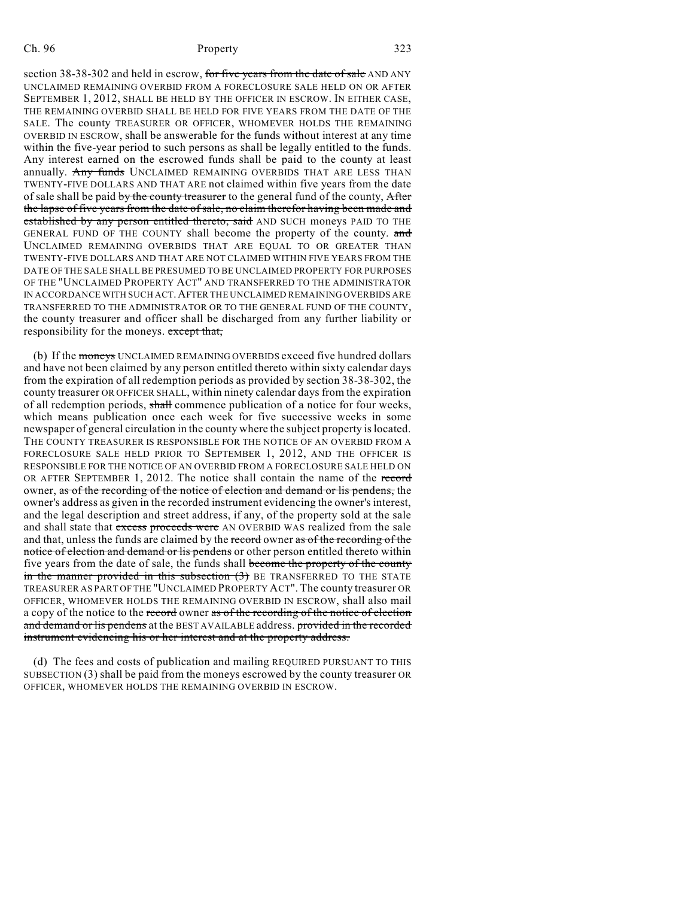section 38-38-302 and held in escrow, ~~for five years from the date of sale~~ AND ANY UNCLAIMED REMAINING OVERBID FROM A FORECLOSURE SALE HELD ON OR AFTER SEPTEMBER 1, 2012, SHALL BE HELD BY THE OFFICER IN ESCROW. IN EITHER CASE, THE REMAINING OVERBID SHALL BE HELD FOR FIVE YEARS FROM THE DATE OF THE SALE. The county TREASURER OR OFFICER, WHOMEVER HOLDS THE REMAINING OVERBID IN ESCROW, shall be answerable for the funds without interest at any time within the five-year period to such persons as shall be legally entitled to the funds. Any interest earned on the escrowed funds shall be paid to the county at least annually. ~~Any funds~~ UNCLAIMED REMAINING OVERBIDS THAT ARE LESS THAN TWENTY-FIVE DOLLARS AND THAT ARE not claimed within five years from the date of sale shall be paid ~~by the county treasurer~~ to the general fund of the county, ~~After the lapse of five years from the date of sale, no claim therefor having been made and established by any person entitled thereto, said~~ AND SUCH moneys PAID TO THE GENERAL FUND OF THE COUNTY shall become the property of the county. ~~and~~ UNCLAIMED REMAINING OVERBIDS THAT ARE EQUAL TO OR GREATER THAN TWENTY-FIVE DOLLARS AND THAT ARE NOT CLAIMED WITHIN FIVE YEARS FROM THE DATE OF THE SALE SHALL BE PRESUMED TO BE UNCLAIMED PROPERTY FOR PURPOSES OF THE "UNCLAIMED PROPERTY ACT" AND TRANSFERRED TO THE ADMINISTRATOR IN ACCORDANCE WITH SUCH ACT. AFTER THE UNCLAIMED REMAINING OVERBIDS ARE TRANSFERRED TO THE ADMINISTRATOR OR TO THE GENERAL FUND OF THE COUNTY, the county treasurer and officer shall be discharged from any further liability or responsibility for the moneys. ~~except that,~~

(b) If the ~~moneys~~ UNCLAIMED REMAINING OVERBIDS exceed five hundred dollars and have not been claimed by any person entitled thereto within sixty calendar days from the expiration of all redemption periods as provided by section 38-38-302, the county treasurer OR OFFICER SHALL, within ninety calendar days from the expiration of all redemption periods, ~~shall~~ commence publication of a notice for four weeks, which means publication once each week for five successive weeks in some newspaper of general circulation in the county where the subject property is located. THE COUNTY TREASURER IS RESPONSIBLE FOR THE NOTICE OF AN OVERBID FROM A FORECLOSURE SALE HELD PRIOR TO SEPTEMBER 1, 2012, AND THE OFFICER IS RESPONSIBLE FOR THE NOTICE OF AN OVERBID FROM A FORECLOSURE SALE HELD ON OR AFTER SEPTEMBER 1, 2012. The notice shall contain the name of the ~~record~~ owner, ~~as of the recording of the notice of election and demand or lis pendens,~~ the owner's address as given in the recorded instrument evidencing the owner's interest, and the legal description and street address, if any, of the property sold at the sale and shall state that ~~excess proceeds were~~ AN OVERBID WAS realized from the sale and that, unless the funds are claimed by the ~~record~~ owner ~~as of the recording of the notice of election and demand or lis pendens~~ or other person entitled thereto within five years from the date of sale, the funds shall ~~become the property of the county in the manner provided in this subsection (3)~~ BE TRANSFERRED TO THE STATE TREASURER AS PART OF THE "UNCLAIMED PROPERTY ACT". The county treasurer OR OFFICER, WHOMEVER HOLDS THE REMAINING OVERBID IN ESCROW, shall also mail a copy of the notice to the ~~record~~ owner ~~as of the recording of the notice of election and demand or lis pendens~~ at the BEST AVAILABLE address. ~~provided in the recorded instrument evidencing his or her interest and at the property address.~~

(d) The fees and costs of publication and mailing REQUIRED PURSUANT TO THIS SUBSECTION (3) shall be paid from the moneys escrowed by the county treasurer OR OFFICER, WHOMEVER HOLDS THE REMAINING OVERBID IN ESCROW.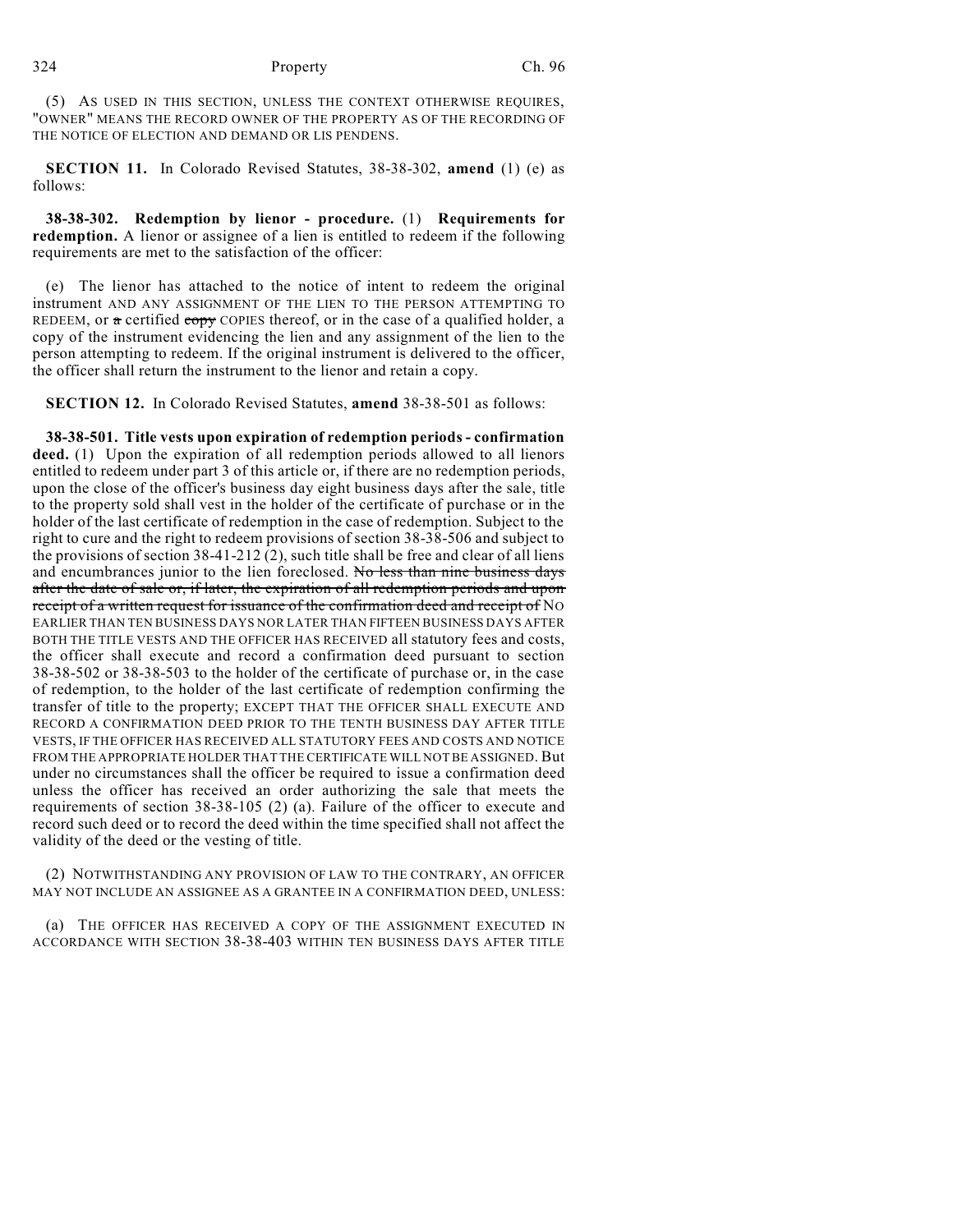(5) AS USED IN THIS SECTION, UNLESS THE CONTEXT OTHERWISE REQUIRES, "OWNER" MEANS THE RECORD OWNER OF THE PROPERTY AS OF THE RECORDING OF THE NOTICE OF ELECTION AND DEMAND OR LIS PENDENS.

**SECTION 11.** In Colorado Revised Statutes, 38-38-302, **amend** (1) (e) as follows:

**38-38-302. Redemption by lienor - procedure.** (1) **Requirements for redemption.** A lienor or assignee of a lien is entitled to redeem if the following requirements are met to the satisfaction of the officer:

(e) The lienor has attached to the notice of intent to redeem the original instrument AND ANY ASSIGNMENT OF THE LIEN TO THE PERSON ATTEMPTING TO REDEEM, or ~~a~~ certified ~~copy~~ COPIES thereof, or in the case of a qualified holder, a copy of the instrument evidencing the lien and any assignment of the lien to the person attempting to redeem. If the original instrument is delivered to the officer, the officer shall return the instrument to the lienor and retain a copy.

**SECTION 12.** In Colorado Revised Statutes, **amend** 38-38-501 as follows:

**38-38-501. Title vests upon expiration of redemption periods - confirmation deed.** (1) Upon the expiration of all redemption periods allowed to all lienors entitled to redeem under part 3 of this article or, if there are no redemption periods, upon the close of the officer's business day eight business days after the sale, title to the property sold shall vest in the holder of the certificate of purchase or in the holder of the last certificate of redemption in the case of redemption. Subject to the right to cure and the right to redeem provisions of section 38-38-506 and subject to the provisions of section 38-41-212 (2), such title shall be free and clear of all liens and encumbrances junior to the lien foreclosed. ~~No less than nine business days after the date of sale or, if later, the expiration of all redemption periods and upon receipt of a written request for issuance of the confirmation deed and receipt of~~ NO EARLIER THAN TEN BUSINESS DAYS NOR LATER THAN FIFTEEN BUSINESS DAYS AFTER BOTH THE TITLE VESTS AND THE OFFICER HAS RECEIVED all statutory fees and costs, the officer shall execute and record a confirmation deed pursuant to section 38-38-502 or 38-38-503 to the holder of the certificate of purchase or, in the case of redemption, to the holder of the last certificate of redemption confirming the transfer of title to the property; EXCEPT THAT THE OFFICER SHALL EXECUTE AND RECORD A CONFIRMATION DEED PRIOR TO THE TENTH BUSINESS DAY AFTER TITLE VESTS, IF THE OFFICER HAS RECEIVED ALL STATUTORY FEES AND COSTS AND NOTICE FROM THE APPROPRIATE HOLDER THAT THE CERTIFICATE WILL NOT BE ASSIGNED. But under no circumstances shall the officer be required to issue a confirmation deed unless the officer has received an order authorizing the sale that meets the requirements of section 38-38-105 (2) (a). Failure of the officer to execute and record such deed or to record the deed within the time specified shall not affect the validity of the deed or the vesting of title.

(2) NOTWITHSTANDING ANY PROVISION OF LAW TO THE CONTRARY, AN OFFICER MAY NOT INCLUDE AN ASSIGNEE AS A GRANTEE IN A CONFIRMATION DEED, UNLESS:

(a) THE OFFICER HAS RECEIVED A COPY OF THE ASSIGNMENT EXECUTED IN ACCORDANCE WITH SECTION 38-38-403 WITHIN TEN BUSINESS DAYS AFTER TITLE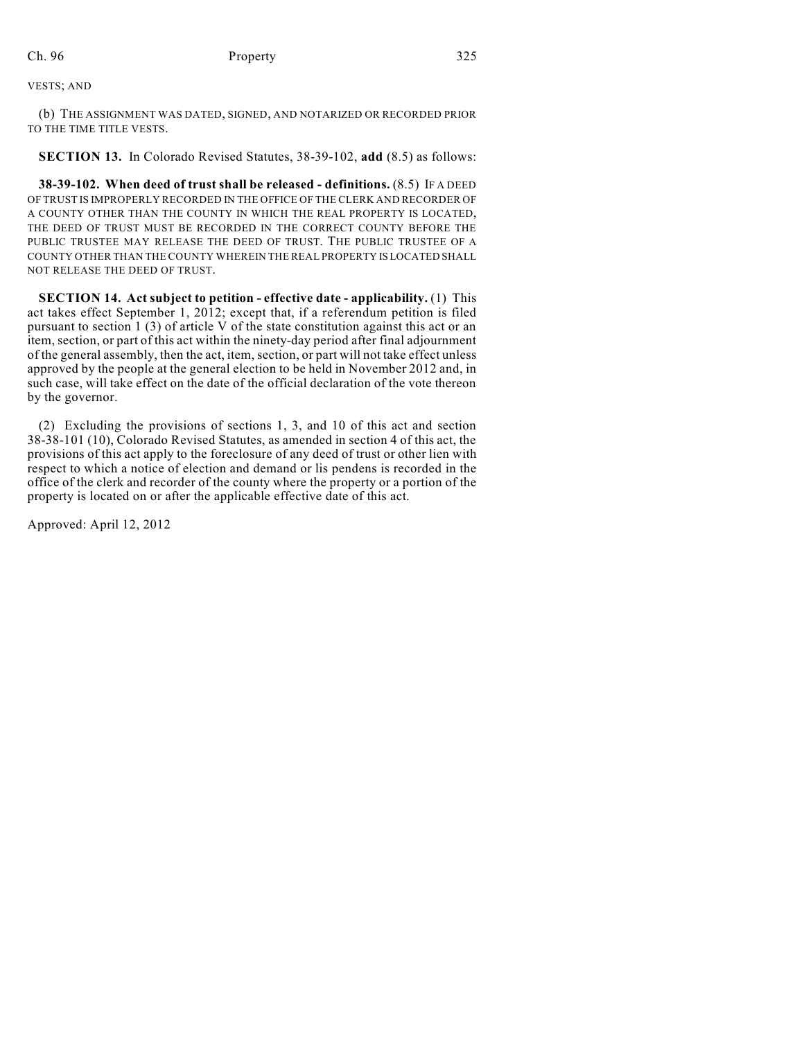VESTS; AND

(b) THE ASSIGNMENT WAS DATED, SIGNED, AND NOTARIZED OR RECORDED PRIOR TO THE TIME TITLE VESTS.

**SECTION 13.** In Colorado Revised Statutes, 38-39-102, **add** (8.5) as follows:

**38-39-102. When deed of trust shall be released - definitions.** (8.5) IF A DEED OF TRUST IS IMPROPERLY RECORDED IN THE OFFICE OF THE CLERK AND RECORDER OF A COUNTY OTHER THAN THE COUNTY IN WHICH THE REAL PROPERTY IS LOCATED, THE DEED OF TRUST MUST BE RECORDED IN THE CORRECT COUNTY BEFORE THE PUBLIC TRUSTEE MAY RELEASE THE DEED OF TRUST. THE PUBLIC TRUSTEE OF A COUNTY OTHER THAN THE COUNTY WHEREIN THE REAL PROPERTY IS LOCATED SHALL NOT RELEASE THE DEED OF TRUST.

**SECTION 14. Act subject to petition - effective date - applicability.** (1) This act takes effect September 1, 2012; except that, if a referendum petition is filed pursuant to section 1 (3) of article V of the state constitution against this act or an item, section, or part of this act within the ninety-day period after final adjournment of the general assembly, then the act, item, section, or part will not take effect unless approved by the people at the general election to be held in November 2012 and, in such case, will take effect on the date of the official declaration of the vote thereon by the governor.

(2) Excluding the provisions of sections 1, 3, and 10 of this act and section 38-38-101 (10), Colorado Revised Statutes, as amended in section 4 of this act, the provisions of this act apply to the foreclosure of any deed of trust or other lien with respect to which a notice of election and demand or lis pendens is recorded in the office of the clerk and recorder of the county where the property or a portion of the property is located on or after the applicable effective date of this act.

Approved: April 12, 2012